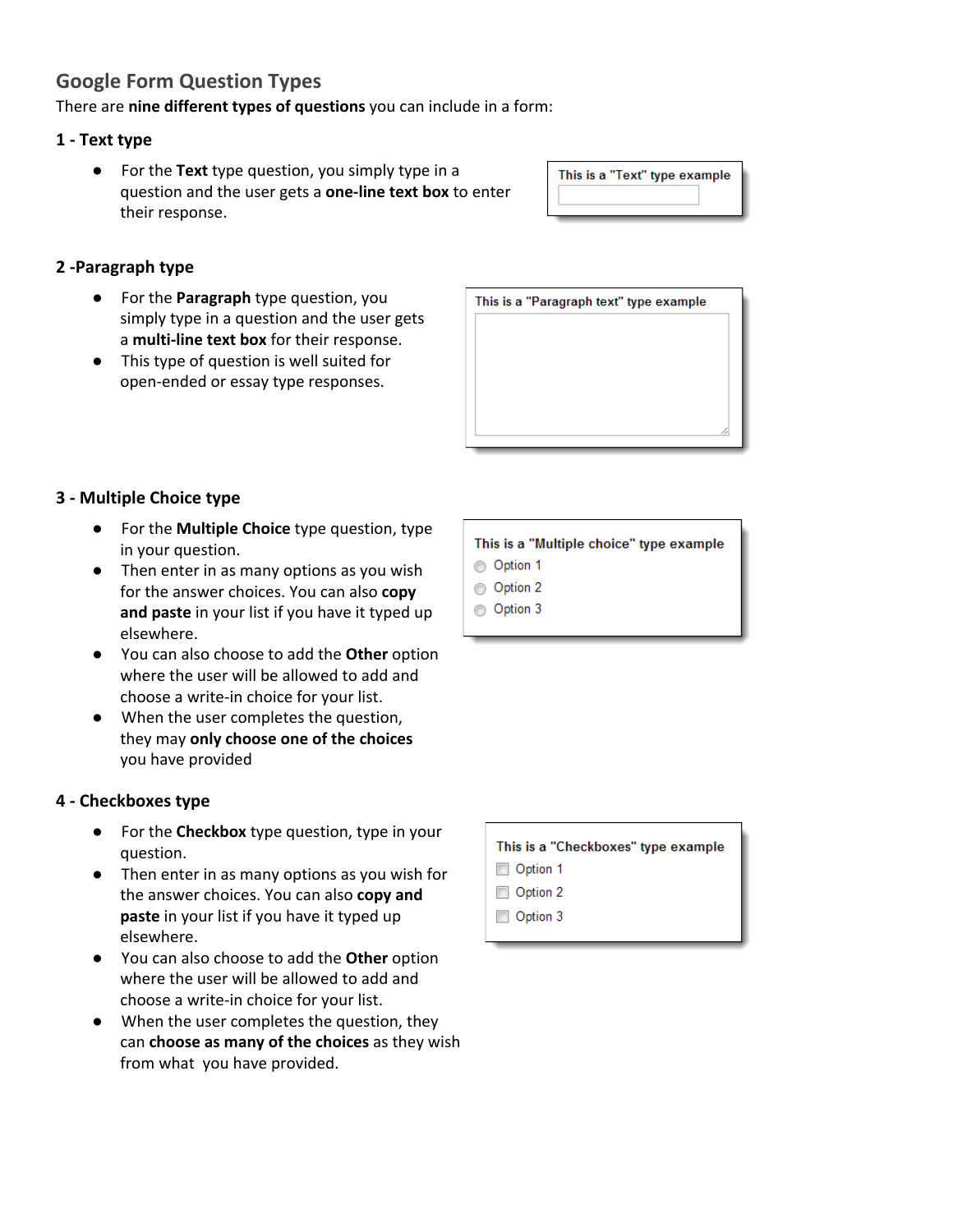## Google Form Question Types

There are **nine different types of questions** you can include in a form:

### 1 - Text type

- For the **Text** type question, you simply type in a question and the user gets a **one-line text box** to enter their response.

This is a "Text" type example

### 2 -Paragraph type

- For the **Paragraph** type question, you simply type in a question and the user gets a **multi-line text box** for their response.
- This type of question is well suited for open-ended or essay type responses.

This is a "Paragraph text" type example

### 3 - Multiple Choice type

- For the **Multiple Choice** type question, type in your question.
- Then enter in as many options as you wish for the answer choices. You can also **copy and paste** in your list if you have it typed up elsewhere.
- You can also choose to add the **Other** option where the user will be allowed to add and choose a write-in choice for your list.
- When the user completes the question, they may **only choose one of the choices** you have provided

This is a "Multiple choice" type example

- Option 1
- Option 2
- Option 3

### 4 - Checkboxes type

- For the **Checkbox** type question, type in your question.
- Then enter in as many options as you wish for the answer choices. You can also **copy and paste** in your list if you have it typed up elsewhere.
- You can also choose to add the **Other** option where the user will be allowed to add and choose a write-in choice for your list.
- When the user completes the question, they can **choose as many of the choices** as they wish from what you have provided.

This is a "Checkboxes" type example

- Option 1
- Option 2
- Option 3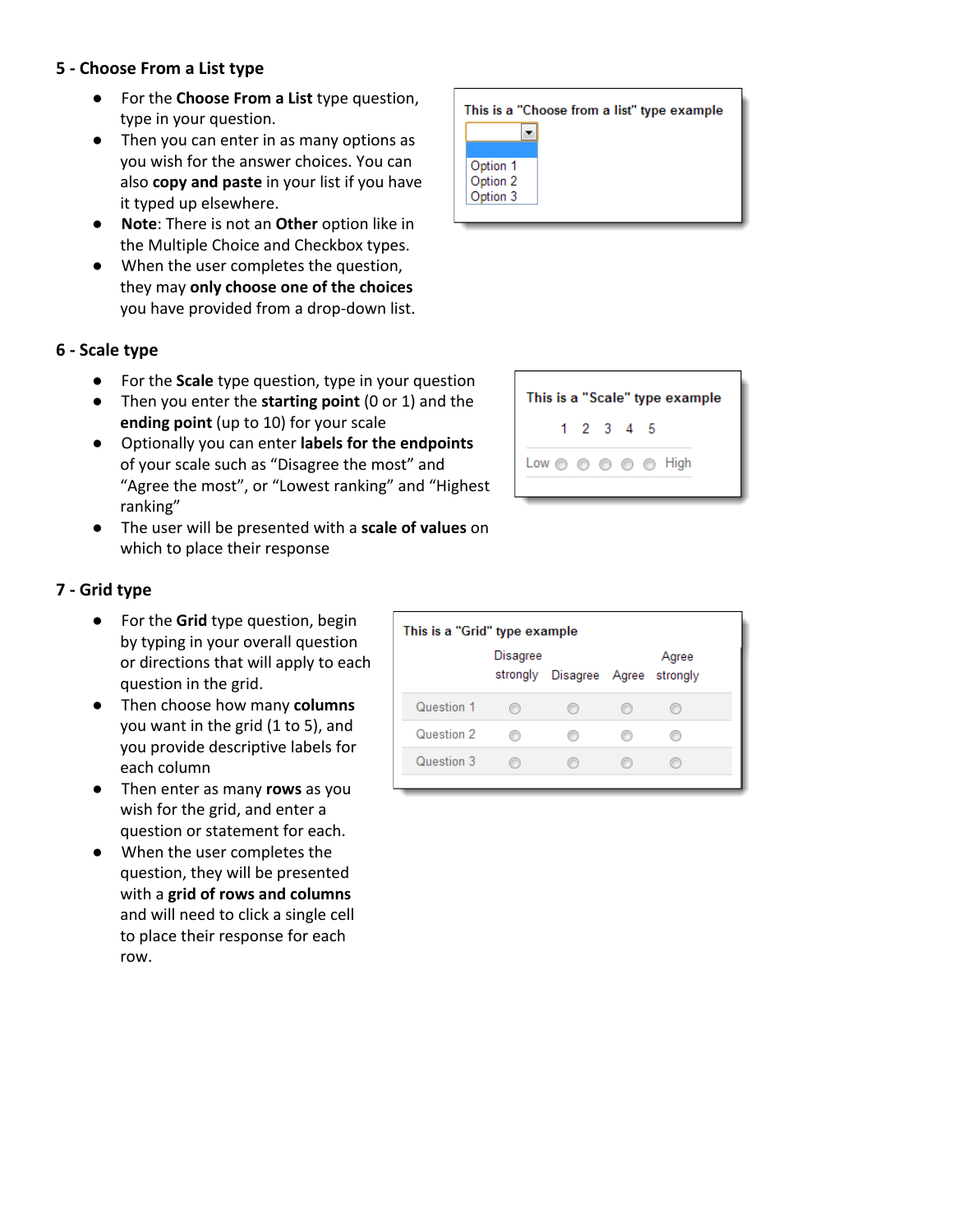## 5 - Choose From a List type

- For the **Choose From a List** type question, type in your question.
- Then you can enter in as many options as you wish for the answer choices. You can also **copy and paste** in your list if you have it typed up elsewhere.
- **Note**: There is not an **Other** option like in the Multiple Choice and Checkbox types.
- When the user completes the question, they may **only choose one of the choices** you have provided from a drop-down list.

This is a "Choose from a list" type example

Option 1
Option 2
Option 3

## 6 - Scale type

- For the **Scale** type question, type in your question
- Then you enter the **starting point** (0 or 1) and the **ending point** (up to 10) for your scale
- Optionally you can enter **labels for the endpoints** of your scale such as "Disagree the most" and "Agree the most", or "Lowest ranking" and "Highest ranking"
- The user will be presented with a **scale of values** on which to place their response

This is a "Scale" type example

| | 1 | 2 | 3 | 4 | 5 | |
|---|---|---|---|---|---|---|
| Low | ○ | ○ | ○ | ○ | ○ | High |

## 7 - Grid type

- For the **Grid** type question, begin by typing in your overall question or directions that will apply to each question in the grid.
- Then choose how many **columns** you want in the grid (1 to 5), and you provide descriptive labels for each column
- Then enter as many **rows** as you wish for the grid, and enter a question or statement for each.
- When the user completes the question, they will be presented with a **grid of rows and columns** and will need to click a single cell to place their response for each row.

This is a "Grid" type example

| | Disagree strongly | Disagree | Agree | Agree strongly |
|---|---|---|---|---|
| Question 1 | ○ | ○ | ○ | ○ |
| Question 2 | ○ | ○ | ○ | ○ |
| Question 3 | ○ | ○ | ○ | ○ |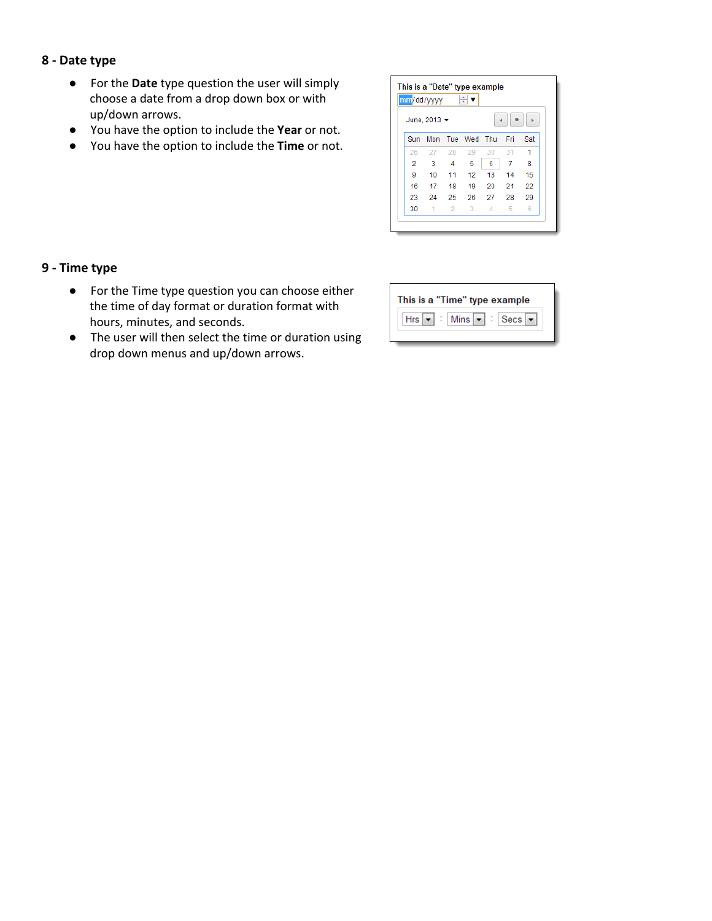## 8 - Date type

- For the **Date** type question the user will simply choose a date from a drop down box or with up/down arrows.
- You have the option to include the **Year** or not.
- You have the option to include the **Time** or not.

This is a "Date" type example

mm/dd/yyyy

June, 2013

| Sun | Mon | Tue | Wed | Thu | Fri | Sat |
|---|---|---|---|---|---|---|
| 26 | 27 | 28 | 29 | 30 | 31 | 1 |
| 2 | 3 | 4 | 5 | 6 | 7 | 8 |
| 9 | 10 | 11 | 12 | 13 | 14 | 15 |
| 16 | 17 | 18 | 19 | 20 | 21 | 22 |
| 23 | 24 | 25 | 26 | 27 | 28 | 29 |
| 30 | 1 | 2 | 3 | 4 | 5 | 6 |

## 9 - Time type

- For the Time type question you can choose either the time of day format or duration format with hours, minutes, and seconds.
- The user will then select the time or duration using drop down menus and up/down arrows.

This is a "Time" type example

Hrs : Mins : Secs